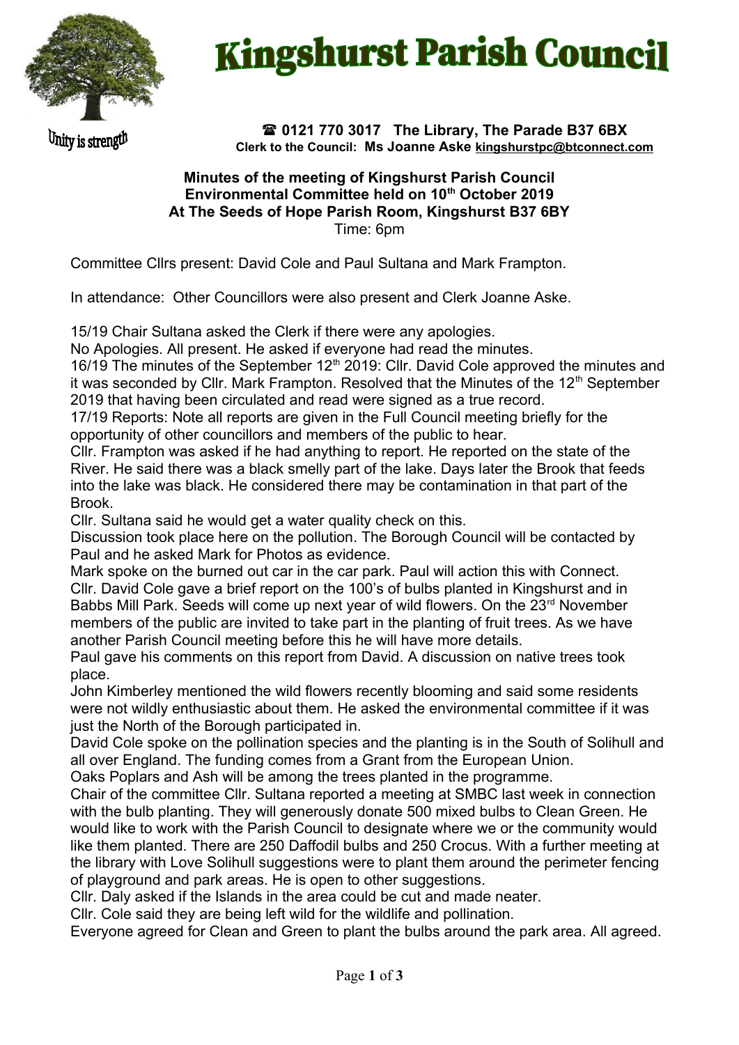# Kingshurst Parish Council

Unity is strength

**☎ 0121 770 3017 The Library, The Parade B37 6BX**
**Clerk to the Council: Ms Joanne Aske kingshurstpc@btconnect.com**

**Minutes of the meeting of Kingshurst Parish Council Environmental Committee held on 10th October 2019 At The Seeds of Hope Parish Room, Kingshurst B37 6BY**
Time: 6pm

Committee Cllrs present: David Cole and Paul Sultana and Mark Frampton.

In attendance: Other Councillors were also present and Clerk Joanne Aske.

15/19 Chair Sultana asked the Clerk if there were any apologies.
No Apologies. All present. He asked if everyone had read the minutes.
16/19 The minutes of the September 12th 2019: Cllr. David Cole approved the minutes and it was seconded by Cllr. Mark Frampton. Resolved that the Minutes of the 12th September 2019 that having been circulated and read were signed as a true record.
17/19 Reports: Note all reports are given in the Full Council meeting briefly for the opportunity of other councillors and members of the public to hear.
Cllr. Frampton was asked if he had anything to report. He reported on the state of the River. He said there was a black smelly part of the lake. Days later the Brook that feeds into the lake was black. He considered there may be contamination in that part of the Brook.
Cllr. Sultana said he would get a water quality check on this.
Discussion took place here on the pollution. The Borough Council will be contacted by Paul and he asked Mark for Photos as evidence.
Mark spoke on the burned out car in the car park. Paul will action this with Connect.
Cllr. David Cole gave a brief report on the 100's of bulbs planted in Kingshurst and in Babbs Mill Park. Seeds will come up next year of wild flowers. On the 23rd November members of the public are invited to take part in the planting of fruit trees. As we have another Parish Council meeting before this he will have more details.
Paul gave his comments on this report from David. A discussion on native trees took place.
John Kimberley mentioned the wild flowers recently blooming and said some residents were not wildly enthusiastic about them. He asked the environmental committee if it was just the North of the Borough participated in.
David Cole spoke on the pollination species and the planting is in the South of Solihull and all over England. The funding comes from a Grant from the European Union.
Oaks Poplars and Ash will be among the trees planted in the programme.
Chair of the committee Cllr. Sultana reported a meeting at SMBC last week in connection with the bulb planting. They will generously donate 500 mixed bulbs to Clean Green. He would like to work with the Parish Council to designate where we or the community would like them planted. There are 250 Daffodil bulbs and 250 Crocus. With a further meeting at the library with Love Solihull suggestions were to plant them around the perimeter fencing of playground and park areas. He is open to other suggestions.
Cllr. Daly asked if the Islands in the area could be cut and made neater.
Cllr. Cole said they are being left wild for the wildlife and pollination.
Everyone agreed for Clean and Green to plant the bulbs around the park area. All agreed.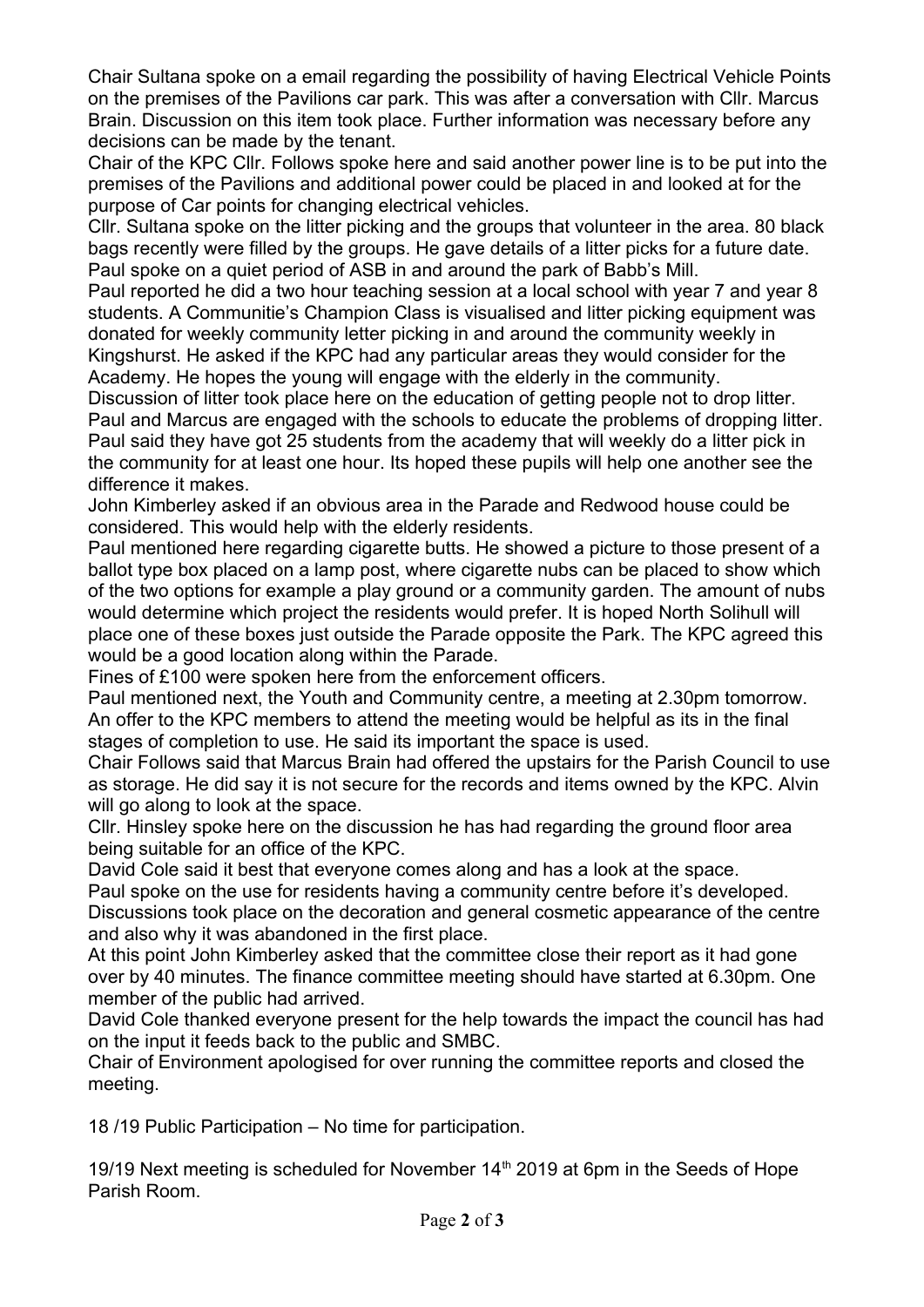Chair Sultana spoke on a email regarding the possibility of having Electrical Vehicle Points on the premises of the Pavilions car park. This was after a conversation with Cllr. Marcus Brain. Discussion on this item took place. Further information was necessary before any decisions can be made by the tenant.
Chair of the KPC Cllr. Follows spoke here and said another power line is to be put into the premises of the Pavilions and additional power could be placed in and looked at for the purpose of Car points for changing electrical vehicles.
Cllr. Sultana spoke on the litter picking and the groups that volunteer in the area. 80 black bags recently were filled by the groups. He gave details of a litter picks for a future date.
Paul spoke on a quiet period of ASB in and around the park of Babb's Mill.
Paul reported he did a two hour teaching session at a local school with year 7 and year 8 students. A Communitie's Champion Class is visualised and litter picking equipment was donated for weekly community letter picking in and around the community weekly in Kingshurst. He asked if the KPC had any particular areas they would consider for the Academy. He hopes the young will engage with the elderly in the community.
Discussion of litter took place here on the education of getting people not to drop litter. Paul and Marcus are engaged with the schools to educate the problems of dropping litter. Paul said they have got 25 students from the academy that will weekly do a litter pick in the community for at least one hour. Its hoped these pupils will help one another see the difference it makes.
John Kimberley asked if an obvious area in the Parade and Redwood house could be considered. This would help with the elderly residents.
Paul mentioned here regarding cigarette butts. He showed a picture to those present of a ballot type box placed on a lamp post, where cigarette nubs can be placed to show which of the two options for example a play ground or a community garden. The amount of nubs would determine which project the residents would prefer. It is hoped North Solihull will place one of these boxes just outside the Parade opposite the Park. The KPC agreed this would be a good location along within the Parade.
Fines of £100 were spoken here from the enforcement officers.
Paul mentioned next, the Youth and Community centre, a meeting at 2.30pm tomorrow. An offer to the KPC members to attend the meeting would be helpful as its in the final stages of completion to use. He said its important the space is used.
Chair Follows said that Marcus Brain had offered the upstairs for the Parish Council to use as storage. He did say it is not secure for the records and items owned by the KPC. Alvin will go along to look at the space.
Cllr. Hinsley spoke here on the discussion he has had regarding the ground floor area being suitable for an office of the KPC.
David Cole said it best that everyone comes along and has a look at the space.
Paul spoke on the use for residents having a community centre before it's developed.
Discussions took place on the decoration and general cosmetic appearance of the centre and also why it was abandoned in the first place.
At this point John Kimberley asked that the committee close their report as it had gone over by 40 minutes. The finance committee meeting should have started at 6.30pm. One member of the public had arrived.
David Cole thanked everyone present for the help towards the impact the council has had on the input it feeds back to the public and SMBC.
Chair of Environment apologised for over running the committee reports and closed the meeting.

18 /19 Public Participation – No time for participation.

19/19 Next meeting is scheduled for November 14th 2019 at 6pm in the Seeds of Hope Parish Room.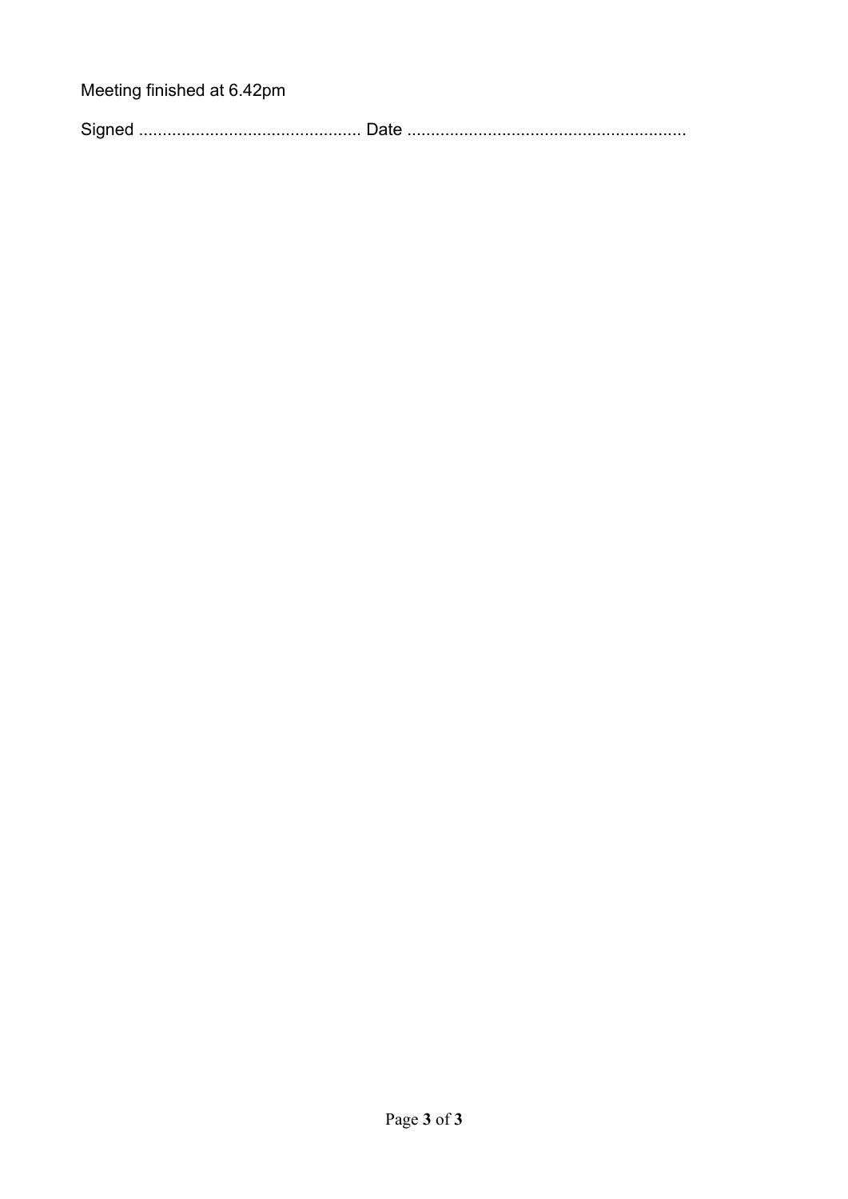Meeting finished at 6.42pm

Signed ............................................... Date ...........................................................